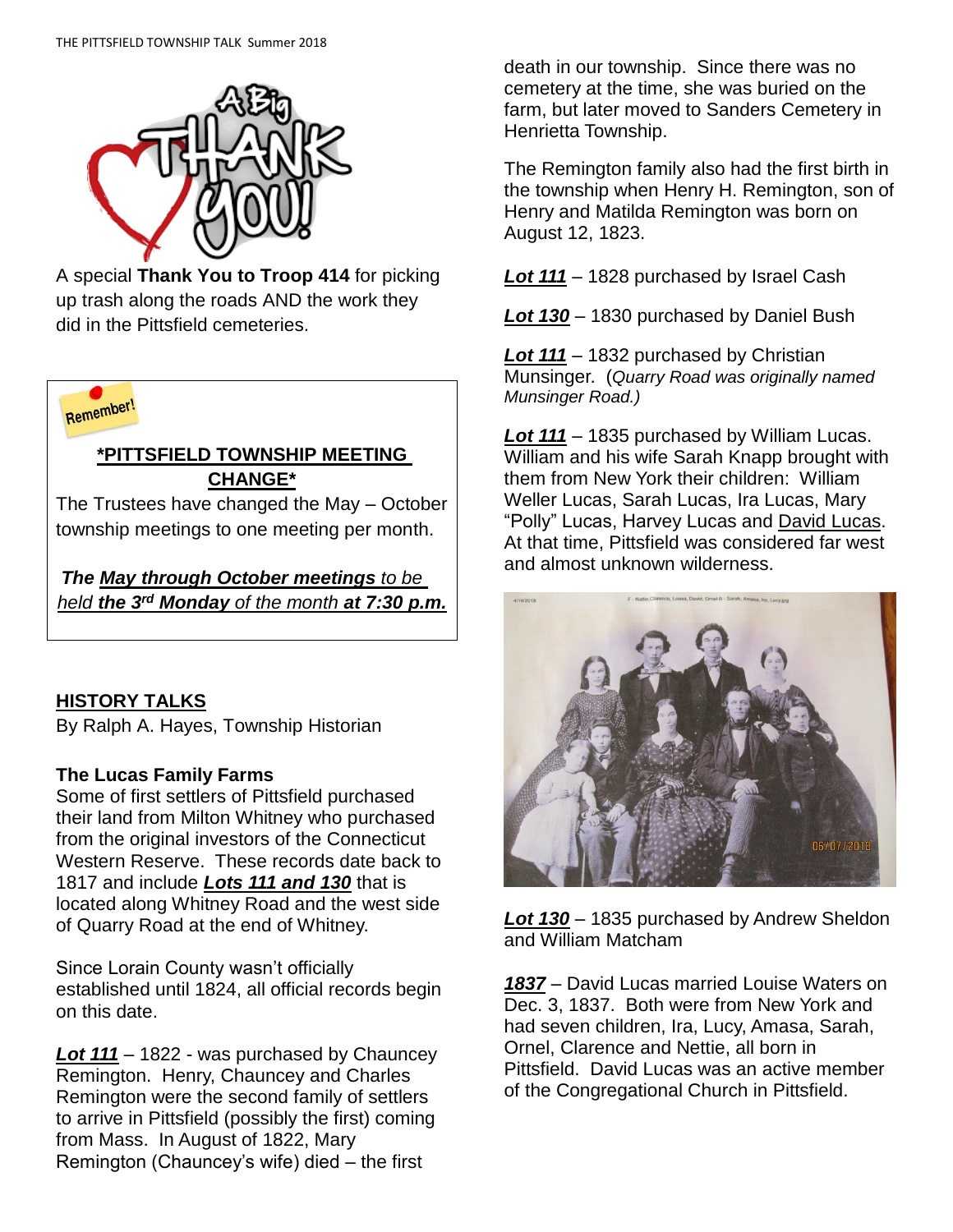A special **Thank You to Troop 414** for picking up trash along the roads AND the work they did in the Pittsfield cemeteries.

Remember!

**\*PITTSFIELD TOWNSHIP MEETING CHANGE\***

The Trustees have changed the May – October township meetings to one meeting per month.

***The May through October meetings** to be held **the 3rd Monday** of the month **at 7:30 p.m.***

## HISTORY TALKS

By Ralph A. Hayes, Township Historian

### The Lucas Family Farms

Some of first settlers of Pittsfield purchased their land from Milton Whitney who purchased from the original investors of the Connecticut Western Reserve. These records date back to 1817 and include ***Lots 111 and 130*** that is located along Whitney Road and the west side of Quarry Road at the end of Whitney.

Since Lorain County wasn't officially established until 1824, all official records begin on this date.

***Lot 111*** – 1822 - was purchased by Chauncey Remington. Henry, Chauncey and Charles Remington were the second family of settlers to arrive in Pittsfield (possibly the first) coming from Mass. In August of 1822, Mary Remington (Chauncey's wife) died – the first death in our township. Since there was no cemetery at the time, she was buried on the farm, but later moved to Sanders Cemetery in Henrietta Township.

The Remington family also had the first birth in the township when Henry H. Remington, son of Henry and Matilda Remington was born on August 12, 1823.

***Lot 111*** – 1828 purchased by Israel Cash

***Lot 130*** – 1830 purchased by Daniel Bush

***Lot 111*** – 1832 purchased by Christian Munsinger. (*Quarry Road was originally named Munsinger Road.)*

***Lot 111*** – 1835 purchased by William Lucas. William and his wife Sarah Knapp brought with them from New York their children: William Weller Lucas, Sarah Lucas, Ira Lucas, Mary "Polly" Lucas, Harvey Lucas and David Lucas. At that time, Pittsfield was considered far west and almost unknown wilderness.

***Lot 130*** – 1835 purchased by Andrew Sheldon and William Matcham

***1837*** – David Lucas married Louise Waters on Dec. 3, 1837. Both were from New York and had seven children, Ira, Lucy, Amasa, Sarah, Ornel, Clarence and Nettie, all born in Pittsfield. David Lucas was an active member of the Congregational Church in Pittsfield.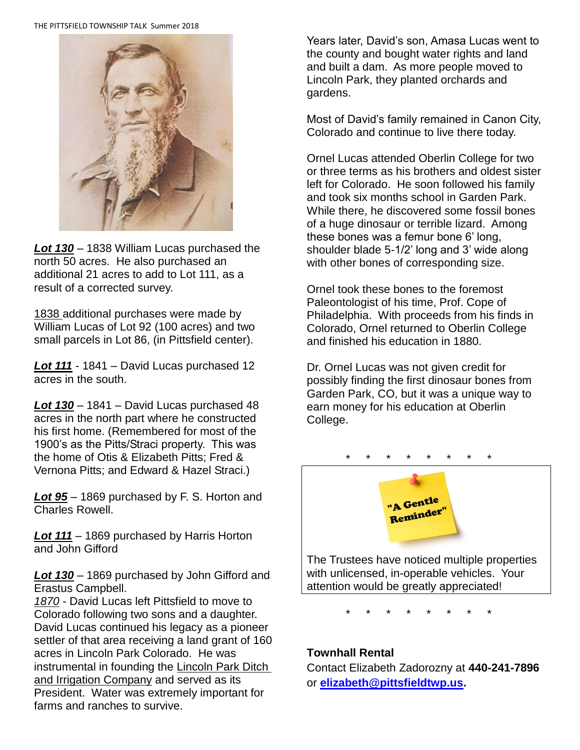***Lot 130*** – 1838 William Lucas purchased the north 50 acres. He also purchased an additional 21 acres to add to Lot 111, as a result of a corrected survey.

1838 additional purchases were made by William Lucas of Lot 92 (100 acres) and two small parcels in Lot 86, (in Pittsfield center).

***Lot 111*** - 1841 – David Lucas purchased 12 acres in the south.

***Lot 130*** – 1841 – David Lucas purchased 48 acres in the north part where he constructed his first home. (Remembered for most of the 1900's as the Pitts/Straci property. This was the home of Otis & Elizabeth Pitts; Fred & Vernona Pitts; and Edward & Hazel Straci.)

***Lot 95*** – 1869 purchased by F. S. Horton and Charles Rowell.

***Lot 111*** – 1869 purchased by Harris Horton and John Gifford

***Lot 130*** – 1869 purchased by John Gifford and Erastus Campbell.

*1870* - David Lucas left Pittsfield to move to Colorado following two sons and a daughter. David Lucas continued his legacy as a pioneer settler of that area receiving a land grant of 160 acres in Lincoln Park Colorado. He was instrumental in founding the Lincoln Park Ditch and Irrigation Company and served as its President. Water was extremely important for farms and ranches to survive.

Years later, David's son, Amasa Lucas went to the county and bought water rights and land and built a dam. As more people moved to Lincoln Park, they planted orchards and gardens.

Most of David's family remained in Canon City, Colorado and continue to live there today.

Ornel Lucas attended Oberlin College for two or three terms as his brothers and oldest sister left for Colorado. He soon followed his family and took six months school in Garden Park. While there, he discovered some fossil bones of a huge dinosaur or terrible lizard. Among these bones was a femur bone 6' long, shoulder blade 5-1/2' long and 3' wide along with other bones of corresponding size.

Ornel took these bones to the foremost Paleontologist of his time, Prof. Cope of Philadelphia. With proceeds from his finds in Colorado, Ornel returned to Oberlin College and finished his education in 1880.

Dr. Ornel Lucas was not given credit for possibly finding the first dinosaur bones from Garden Park, CO, but it was a unique way to earn money for his education at Oberlin College.

\* \* \* \* \* \* \* \*

"A Gentle Reminder"

The Trustees have noticed multiple properties with unlicensed, in-operable vehicles. Your attention would be greatly appreciated!

\* \* \* \* \* \* \* \*

**Townhall Rental**

Contact Elizabeth Zadorozny at **440-241-7896** or **elizabeth@pittsfieldtwp.us.**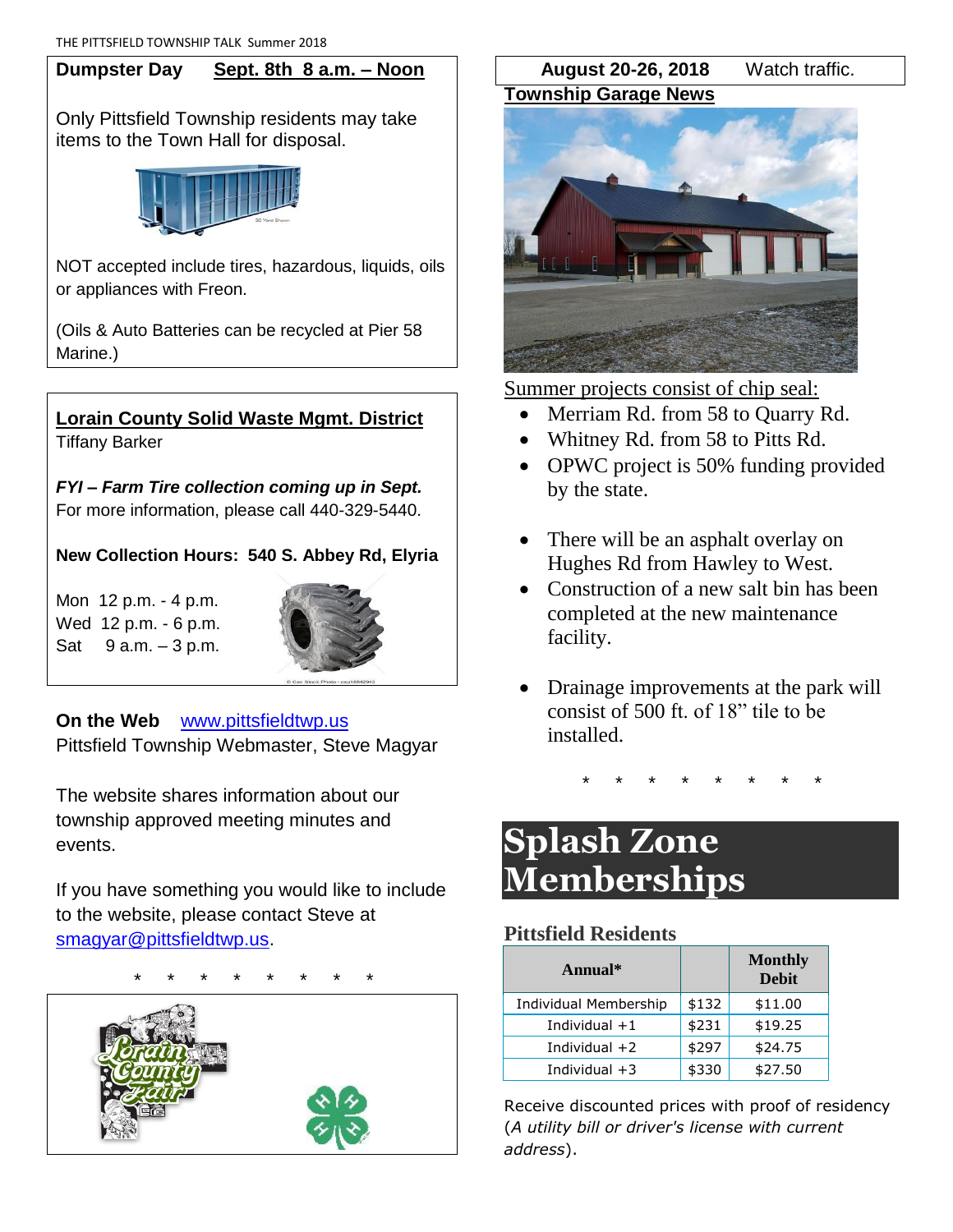**Dumpster Day** **Sept. 8th 8 a.m. – Noon**

Only Pittsfield Township residents may take items to the Town Hall for disposal.

NOT accepted include tires, hazardous, liquids, oils or appliances with Freon.

(Oils & Auto Batteries can be recycled at Pier 58 Marine.)

**Lorain County Solid Waste Mgmt. District**
Tiffany Barker

***FYI – Farm Tire collection coming up in Sept.***
For more information, please call 440-329-5440.

**New Collection Hours: 540 S. Abbey Rd, Elyria**

Mon 12 p.m. - 4 p.m.
Wed 12 p.m. - 6 p.m.
Sat 9 a.m. – 3 p.m.

**On the Web** www.pittsfieldtwp.us
Pittsfield Township Webmaster, Steve Magyar

The website shares information about our township approved meeting minutes and events.

If you have something you would like to include to the website, please contact Steve at smagyar@pittsfieldtwp.us.

\* \* \* \* \* \* \* \*

**August 20-26, 2018** Watch traffic.

## Township Garage News

Summer projects consist of chip seal:

- Merriam Rd. from 58 to Quarry Rd.
- Whitney Rd. from 58 to Pitts Rd.
- OPWC project is 50% funding provided by the state.

- There will be an asphalt overlay on Hughes Rd from Hawley to West.
- Construction of a new salt bin has been completed at the new maintenance facility.

- Drainage improvements at the park will consist of 500 ft. of 18" tile to be installed.

\* \* \* \* \* \* \* \*

# Splash Zone Memberships

### Pittsfield Residents

| Annual* | | Monthly Debit |
|---|---|---|
| Individual Membership | $132 | $11.00 |
| Individual +1 | $231 | $19.25 |
| Individual +2 | $297 | $24.75 |
| Individual +3 | $330 | $27.50 |

Receive discounted prices with proof of residency (*A utility bill or driver's license with current address*).